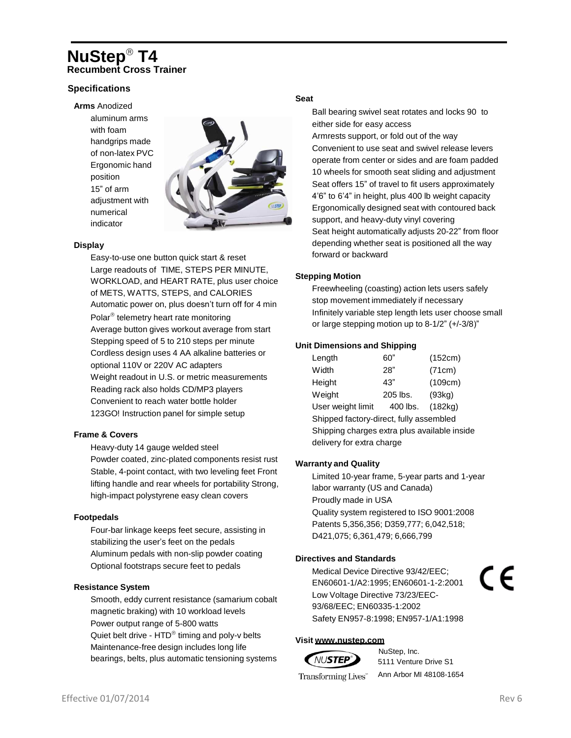# NuStep® T4

## Recumbent Cross Trainer

### Specifications

**Arms** Anodized aluminum arms with foam handgrips made of non-latex PVC
Ergonomic hand position
15" of arm adjustment with numerical indicator

**Display**

Easy-to-use one button quick start & reset
Large readouts of TIME, STEPS PER MINUTE, WORKLOAD, and HEART RATE, plus user choice of METS, WATTS, STEPS, and CALORIES
Automatic power on, plus doesn't turn off for 4 min
Polar® telemetry heart rate monitoring
Average button gives workout average from start
Stepping speed of 5 to 210 steps per minute
Cordless design uses 4 AA alkaline batteries or optional 110V or 220V AC adapters
Weight readout in U.S. or metric measurements
Reading rack also holds CD/MP3 players
Convenient to reach water bottle holder
123GO! Instruction panel for simple setup

**Frame & Covers**

Heavy-duty 14 gauge welded steel
Powder coated, zinc-plated components resist rust
Stable, 4-point contact, with two leveling feet Front lifting handle and rear wheels for portability Strong, high-impact polystyrene easy clean covers

**Footpedals**

Four-bar linkage keeps feet secure, assisting in stabilizing the user's feet on the pedals
Aluminum pedals with non-slip powder coating
Optional footstraps secure feet to pedals

**Resistance System**

Smooth, eddy current resistance (samarium cobalt magnetic braking) with 10 workload levels
Power output range of 5-800 watts
Quiet belt drive - HTD® timing and poly-v belts
Maintenance-free design includes long life bearings, belts, plus automatic tensioning systems

**Seat**

Ball bearing swivel seat rotates and locks 90 to either side for easy access
Armrests support, or fold out of the way
Convenient to use seat and swivel release levers operate from center or sides and are foam padded
10 wheels for smooth seat sliding and adjustment
Seat offers 15" of travel to fit users approximately 4'6" to 6'4" in height, plus 400 lb weight capacity
Ergonomically designed seat with contoured back support, and heavy-duty vinyl covering
Seat height automatically adjusts 20-22" from floor depending whether seat is positioned all the way forward or backward

**Stepping Motion**

Freewheeling (coasting) action lets users safely stop movement immediately if necessary
Infinitely variable step length lets user choose small or large stepping motion up to 8-1/2" (+/-3/8)"

**Unit Dimensions and Shipping**

| | | |
|---|---|---|
| Length | 60" | (152cm) |
| Width | 28" | (71cm) |
| Height | 43" | (109cm) |
| Weight | 205 lbs. | (93kg) |
| User weight limit | 400 lbs. | (182kg) |

Shipped factory-direct, fully assembled
Shipping charges extra plus available inside delivery for extra charge

**Warranty and Quality**

Limited 10-year frame, 5-year parts and 1-year labor warranty (US and Canada)
Proudly made in USA
Quality system registered to ISO 9001:2008
Patents 5,356,356; D359,777; 6,042,518; D421,075; 6,361,479; 6,666,799

**Directives and Standards**

Medical Device Directive 93/42/EEC; EN60601-1/A2:1995; EN60601-1-2:2001
Low Voltage Directive 73/23/EEC-93/68/EEC; EN60335-1:2002
Safety EN957-8:1998; EN957-1/A1:1998

CE

**Visit www.nustep.com**

NuStep® Transforming Lives™

NuStep, Inc.
5111 Venture Drive S1
Ann Arbor MI 48108-1654

Effective 01/07/2014 Rev 6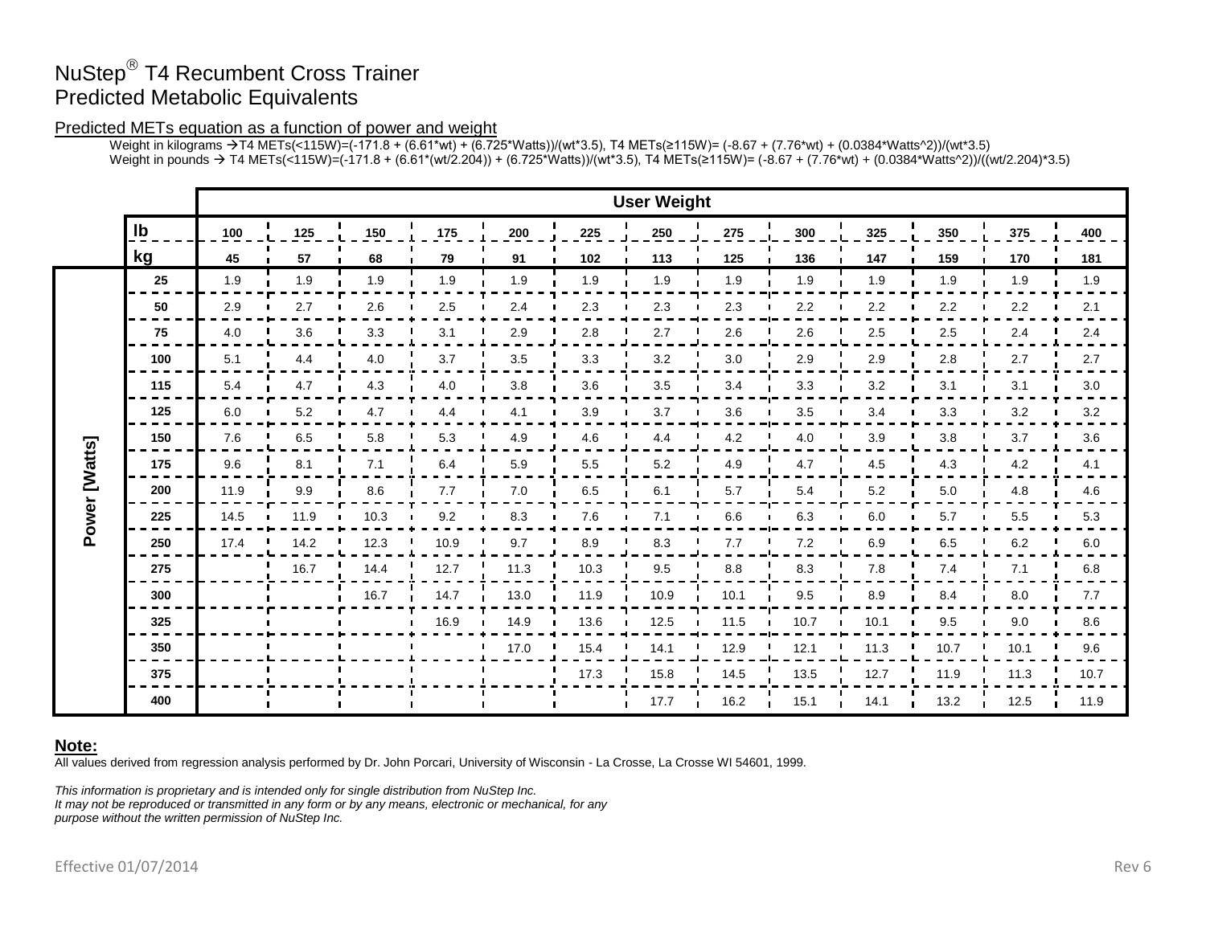# NuStep® T4 Recumbent Cross Trainer
# Predicted Metabolic Equivalents

## Predicted METs equation as a function of power and weight

Weight in kilograms → T4 METs(<115W)=(-171.8 + (6.61*wt) + (6.725*Watts))/(wt*3.5), T4 METs(≥115W)= (-8.67 + (7.76*wt) + (0.0384*Watts^2))/(wt*3.5)

Weight in pounds → T4 METs(<115W)=(-171.8 + (6.61*(wt/2.204)) + (6.725*Watts))/(wt*3.5), T4 METs(≥115W)= (-8.67 + (7.76*wt) + (0.0384*Watts^2))/((wt/2.204)*3.5)

| | | User Weight | | | | | | | | | | | | |
|---|---|---|---|---|---|---|---|---|---|---|---|---|---|---|
| | **lb** | **100** | **125** | **150** | **175** | **200** | **225** | **250** | **275** | **300** | **325** | **350** | **375** | **400** |
| | **kg** | **45** | **57** | **68** | **79** | **91** | **102** | **113** | **125** | **136** | **147** | **159** | **170** | **181** |
| **Power [Watts]** | **25** | 1.9 | 1.9 | 1.9 | 1.9 | 1.9 | 1.9 | 1.9 | 1.9 | 1.9 | 1.9 | 1.9 | 1.9 | 1.9 |
| | **50** | 2.9 | 2.7 | 2.6 | 2.5 | 2.4 | 2.3 | 2.3 | 2.3 | 2.2 | 2.2 | 2.2 | 2.2 | 2.1 |
| | **75** | 4.0 | 3.6 | 3.3 | 3.1 | 2.9 | 2.8 | 2.7 | 2.6 | 2.6 | 2.5 | 2.5 | 2.4 | 2.4 |
| | **100** | 5.1 | 4.4 | 4.0 | 3.7 | 3.5 | 3.3 | 3.2 | 3.0 | 2.9 | 2.9 | 2.8 | 2.7 | 2.7 |
| | **115** | 5.4 | 4.7 | 4.3 | 4.0 | 3.8 | 3.6 | 3.5 | 3.4 | 3.3 | 3.2 | 3.1 | 3.1 | 3.0 |
| | **125** | 6.0 | 5.2 | 4.7 | 4.4 | 4.1 | 3.9 | 3.7 | 3.6 | 3.5 | 3.4 | 3.3 | 3.2 | 3.2 |
| | **150** | 7.6 | 6.5 | 5.8 | 5.3 | 4.9 | 4.6 | 4.4 | 4.2 | 4.0 | 3.9 | 3.8 | 3.7 | 3.6 |
| | **175** | 9.6 | 8.1 | 7.1 | 6.4 | 5.9 | 5.5 | 5.2 | 4.9 | 4.7 | 4.5 | 4.3 | 4.2 | 4.1 |
| | **200** | 11.9 | 9.9 | 8.6 | 7.7 | 7.0 | 6.5 | 6.1 | 5.7 | 5.4 | 5.2 | 5.0 | 4.8 | 4.6 |
| | **225** | 14.5 | 11.9 | 10.3 | 9.2 | 8.3 | 7.6 | 7.1 | 6.6 | 6.3 | 6.0 | 5.7 | 5.5 | 5.3 |
| | **250** | 17.4 | 14.2 | 12.3 | 10.9 | 9.7 | 8.9 | 8.3 | 7.7 | 7.2 | 6.9 | 6.5 | 6.2 | 6.0 |
| | **275** | | 16.7 | 14.4 | 12.7 | 11.3 | 10.3 | 9.5 | 8.8 | 8.3 | 7.8 | 7.4 | 7.1 | 6.8 |
| | **300** | | | 16.7 | 14.7 | 13.0 | 11.9 | 10.9 | 10.1 | 9.5 | 8.9 | 8.4 | 8.0 | 7.7 |
| | **325** | | | | 16.9 | 14.9 | 13.6 | 12.5 | 11.5 | 10.7 | 10.1 | 9.5 | 9.0 | 8.6 |
| | **350** | | | | | 17.0 | 15.4 | 14.1 | 12.9 | 12.1 | 11.3 | 10.7 | 10.1 | 9.6 |
| | **375** | | | | | | 17.3 | 15.8 | 14.5 | 13.5 | 12.7 | 11.9 | 11.3 | 10.7 |
| | **400** | | | | | | | 17.7 | 16.2 | 15.1 | 14.1 | 13.2 | 12.5 | 11.9 |

**Note:**

All values derived from regression analysis performed by Dr. John Porcari, University of Wisconsin - La Crosse, La Crosse WI 54601, 1999.

*This information is proprietary and is intended only for single distribution from NuStep Inc. It may not be reproduced or transmitted in any form or by any means, electronic or mechanical, for any purpose without the written permission of NuStep Inc.*

Effective 01/07/2014 Rev 6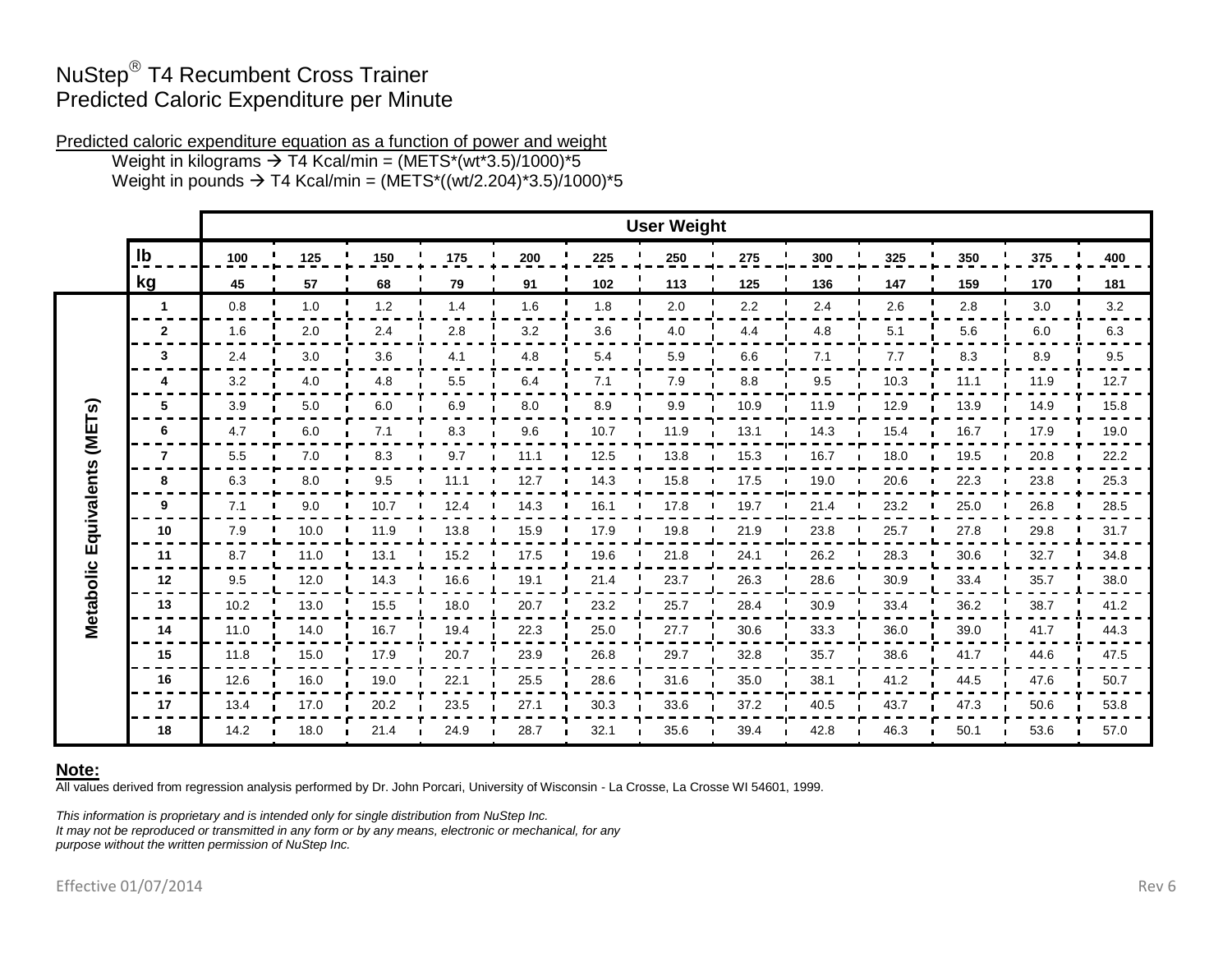# NuStep® T4 Recumbent Cross Trainer
## Predicted Caloric Expenditure per Minute

Predicted caloric expenditure equation as a function of power and weight

Weight in kilograms → T4 Kcal/min = (METS*(wt*3.5)/1000)*5

Weight in pounds → T4 Kcal/min = (METS*((wt/2.204)*3.5)/1000)*5

| | | User Weight | | | | | | | | | | | | |
|---|---|---|---|---|---|---|---|---|---|---|---|---|---|---|
| | **lb** | **100** | **125** | **150** | **175** | **200** | **225** | **250** | **275** | **300** | **325** | **350** | **375** | **400** |
| | **kg** | **45** | **57** | **68** | **79** | **91** | **102** | **113** | **125** | **136** | **147** | **159** | **170** | **181** |
| **Metabolic Equivalents (METs)** | **1** | 0.8 | 1.0 | 1.2 | 1.4 | 1.6 | 1.8 | 2.0 | 2.2 | 2.4 | 2.6 | 2.8 | 3.0 | 3.2 |
| | **2** | 1.6 | 2.0 | 2.4 | 2.8 | 3.2 | 3.6 | 4.0 | 4.4 | 4.8 | 5.1 | 5.6 | 6.0 | 6.3 |
| | **3** | 2.4 | 3.0 | 3.6 | 4.1 | 4.8 | 5.4 | 5.9 | 6.6 | 7.1 | 7.7 | 8.3 | 8.9 | 9.5 |
| | **4** | 3.2 | 4.0 | 4.8 | 5.5 | 6.4 | 7.1 | 7.9 | 8.8 | 9.5 | 10.3 | 11.1 | 11.9 | 12.7 |
| | **5** | 3.9 | 5.0 | 6.0 | 6.9 | 8.0 | 8.9 | 9.9 | 10.9 | 11.9 | 12.9 | 13.9 | 14.9 | 15.8 |
| | **6** | 4.7 | 6.0 | 7.1 | 8.3 | 9.6 | 10.7 | 11.9 | 13.1 | 14.3 | 15.4 | 16.7 | 17.9 | 19.0 |
| | **7** | 5.5 | 7.0 | 8.3 | 9.7 | 11.1 | 12.5 | 13.8 | 15.3 | 16.7 | 18.0 | 19.5 | 20.8 | 22.2 |
| | **8** | 6.3 | 8.0 | 9.5 | 11.1 | 12.7 | 14.3 | 15.8 | 17.5 | 19.0 | 20.6 | 22.3 | 23.8 | 25.3 |
| | **9** | 7.1 | 9.0 | 10.7 | 12.4 | 14.3 | 16.1 | 17.8 | 19.7 | 21.4 | 23.2 | 25.0 | 26.8 | 28.5 |
| | **10** | 7.9 | 10.0 | 11.9 | 13.8 | 15.9 | 17.9 | 19.8 | 21.9 | 23.8 | 25.7 | 27.8 | 29.8 | 31.7 |
| | **11** | 8.7 | 11.0 | 13.1 | 15.2 | 17.5 | 19.6 | 21.8 | 24.1 | 26.2 | 28.3 | 30.6 | 32.7 | 34.8 |
| | **12** | 9.5 | 12.0 | 14.3 | 16.6 | 19.1 | 21.4 | 23.7 | 26.3 | 28.6 | 30.9 | 33.4 | 35.7 | 38.0 |
| | **13** | 10.2 | 13.0 | 15.5 | 18.0 | 20.7 | 23.2 | 25.7 | 28.4 | 30.9 | 33.4 | 36.2 | 38.7 | 41.2 |
| | **14** | 11.0 | 14.0 | 16.7 | 19.4 | 22.3 | 25.0 | 27.7 | 30.6 | 33.3 | 36.0 | 39.0 | 41.7 | 44.3 |
| | **15** | 11.8 | 15.0 | 17.9 | 20.7 | 23.9 | 26.8 | 29.7 | 32.8 | 35.7 | 38.6 | 41.7 | 44.6 | 47.5 |
| | **16** | 12.6 | 16.0 | 19.0 | 22.1 | 25.5 | 28.6 | 31.6 | 35.0 | 38.1 | 41.2 | 44.5 | 47.6 | 50.7 |
| | **17** | 13.4 | 17.0 | 20.2 | 23.5 | 27.1 | 30.3 | 33.6 | 37.2 | 40.5 | 43.7 | 47.3 | 50.6 | 53.8 |
| | **18** | 14.2 | 18.0 | 21.4 | 24.9 | 28.7 | 32.1 | 35.6 | 39.4 | 42.8 | 46.3 | 50.1 | 53.6 | 57.0 |

**Note:**

All values derived from regression analysis performed by Dr. John Porcari, University of Wisconsin - La Crosse, La Crosse WI 54601, 1999.

*This information is proprietary and is intended only for single distribution from NuStep Inc.*
*It may not be reproduced or transmitted in any form or by any means, electronic or mechanical, for any purpose without the written permission of NuStep Inc.*

Effective 01/07/2014

Rev 6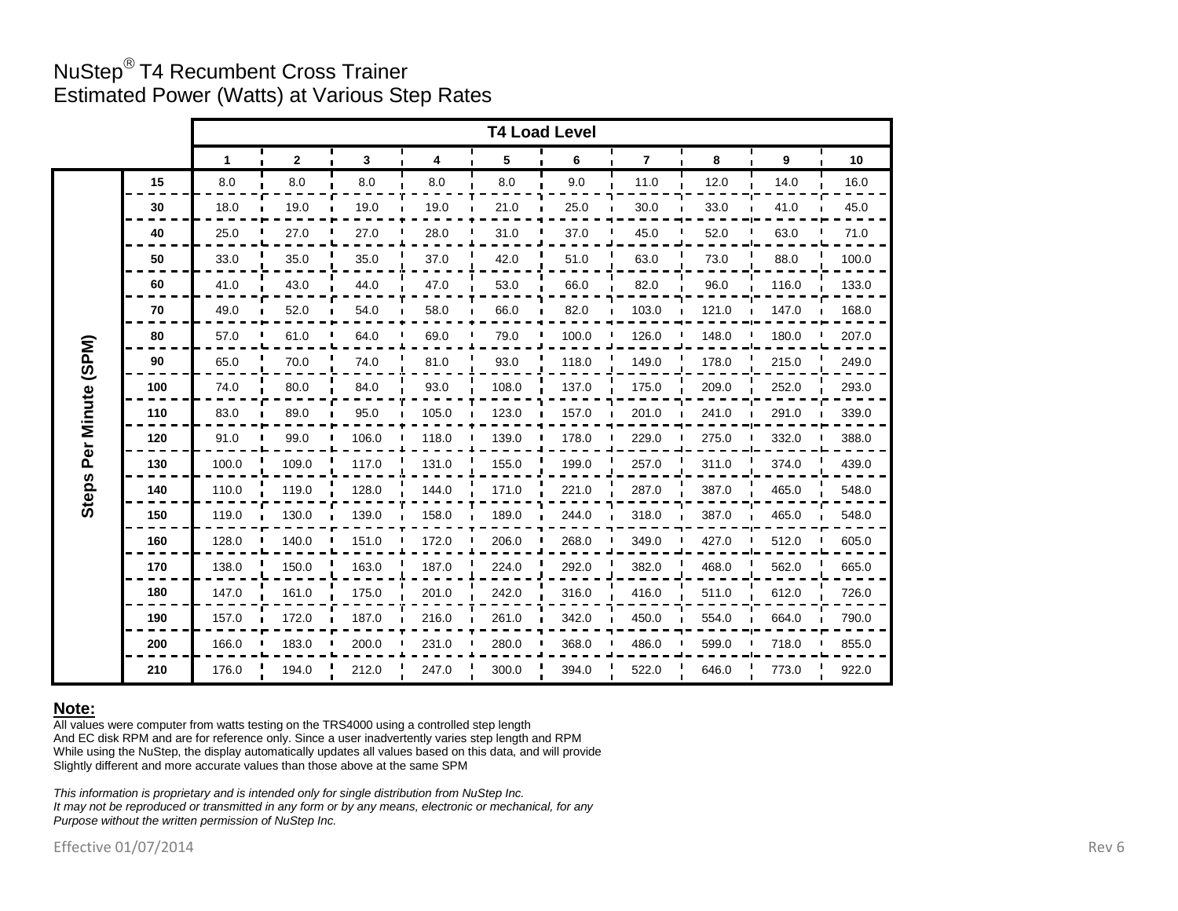NuStep® T4 Recumbent Cross Trainer
Estimated Power (Watts) at Various Step Rates

| | | T4 Load Level | | | | | | | | | |
|---|---|---|---|---|---|---|---|---|---|---|---|
| | | 1 | 2 | 3 | 4 | 5 | 6 | 7 | 8 | 9 | 10 |
| Steps Per Minute (SPM) | 15 | 8.0 | 8.0 | 8.0 | 8.0 | 8.0 | 9.0 | 11.0 | 12.0 | 14.0 | 16.0 |
| | 30 | 18.0 | 19.0 | 19.0 | 19.0 | 21.0 | 25.0 | 30.0 | 33.0 | 41.0 | 45.0 |
| | 40 | 25.0 | 27.0 | 27.0 | 28.0 | 31.0 | 37.0 | 45.0 | 52.0 | 63.0 | 71.0 |
| | 50 | 33.0 | 35.0 | 35.0 | 37.0 | 42.0 | 51.0 | 63.0 | 73.0 | 88.0 | 100.0 |
| | 60 | 41.0 | 43.0 | 44.0 | 47.0 | 53.0 | 66.0 | 82.0 | 96.0 | 116.0 | 133.0 |
| | 70 | 49.0 | 52.0 | 54.0 | 58.0 | 66.0 | 82.0 | 103.0 | 121.0 | 147.0 | 168.0 |
| | 80 | 57.0 | 61.0 | 64.0 | 69.0 | 79.0 | 100.0 | 126.0 | 148.0 | 180.0 | 207.0 |
| | 90 | 65.0 | 70.0 | 74.0 | 81.0 | 93.0 | 118.0 | 149.0 | 178.0 | 215.0 | 249.0 |
| | 100 | 74.0 | 80.0 | 84.0 | 93.0 | 108.0 | 137.0 | 175.0 | 209.0 | 252.0 | 293.0 |
| | 110 | 83.0 | 89.0 | 95.0 | 105.0 | 123.0 | 157.0 | 201.0 | 241.0 | 291.0 | 339.0 |
| | 120 | 91.0 | 99.0 | 106.0 | 118.0 | 139.0 | 178.0 | 229.0 | 275.0 | 332.0 | 388.0 |
| | 130 | 100.0 | 109.0 | 117.0 | 131.0 | 155.0 | 199.0 | 257.0 | 311.0 | 374.0 | 439.0 |
| | 140 | 110.0 | 119.0 | 128.0 | 144.0 | 171.0 | 221.0 | 287.0 | 387.0 | 465.0 | 548.0 |
| | 150 | 119.0 | 130.0 | 139.0 | 158.0 | 189.0 | 244.0 | 318.0 | 387.0 | 465.0 | 548.0 |
| | 160 | 128.0 | 140.0 | 151.0 | 172.0 | 206.0 | 268.0 | 349.0 | 427.0 | 512.0 | 605.0 |
| | 170 | 138.0 | 150.0 | 163.0 | 187.0 | 224.0 | 292.0 | 382.0 | 468.0 | 562.0 | 665.0 |
| | 180 | 147.0 | 161.0 | 175.0 | 201.0 | 242.0 | 316.0 | 416.0 | 511.0 | 612.0 | 726.0 |
| | 190 | 157.0 | 172.0 | 187.0 | 216.0 | 261.0 | 342.0 | 450.0 | 554.0 | 664.0 | 790.0 |
| | 200 | 166.0 | 183.0 | 200.0 | 231.0 | 280.0 | 368.0 | 486.0 | 599.0 | 718.0 | 855.0 |
| | 210 | 176.0 | 194.0 | 212.0 | 247.0 | 300.0 | 394.0 | 522.0 | 646.0 | 773.0 | 922.0 |

**Note:**

All values were computer from watts testing on the TRS4000 using a controlled step length
And EC disk RPM and are for reference only. Since a user inadvertently varies step length and RPM
While using the NuStep, the display automatically updates all values based on this data, and will provide
Slightly different and more accurate values than those above at the same SPM

*This information is proprietary and is intended only for single distribution from NuStep Inc.*
*It may not be reproduced or transmitted in any form or by any means, electronic or mechanical, for any*
*Purpose without the written permission of NuStep Inc.*

Effective 01/07/2014

Rev 6